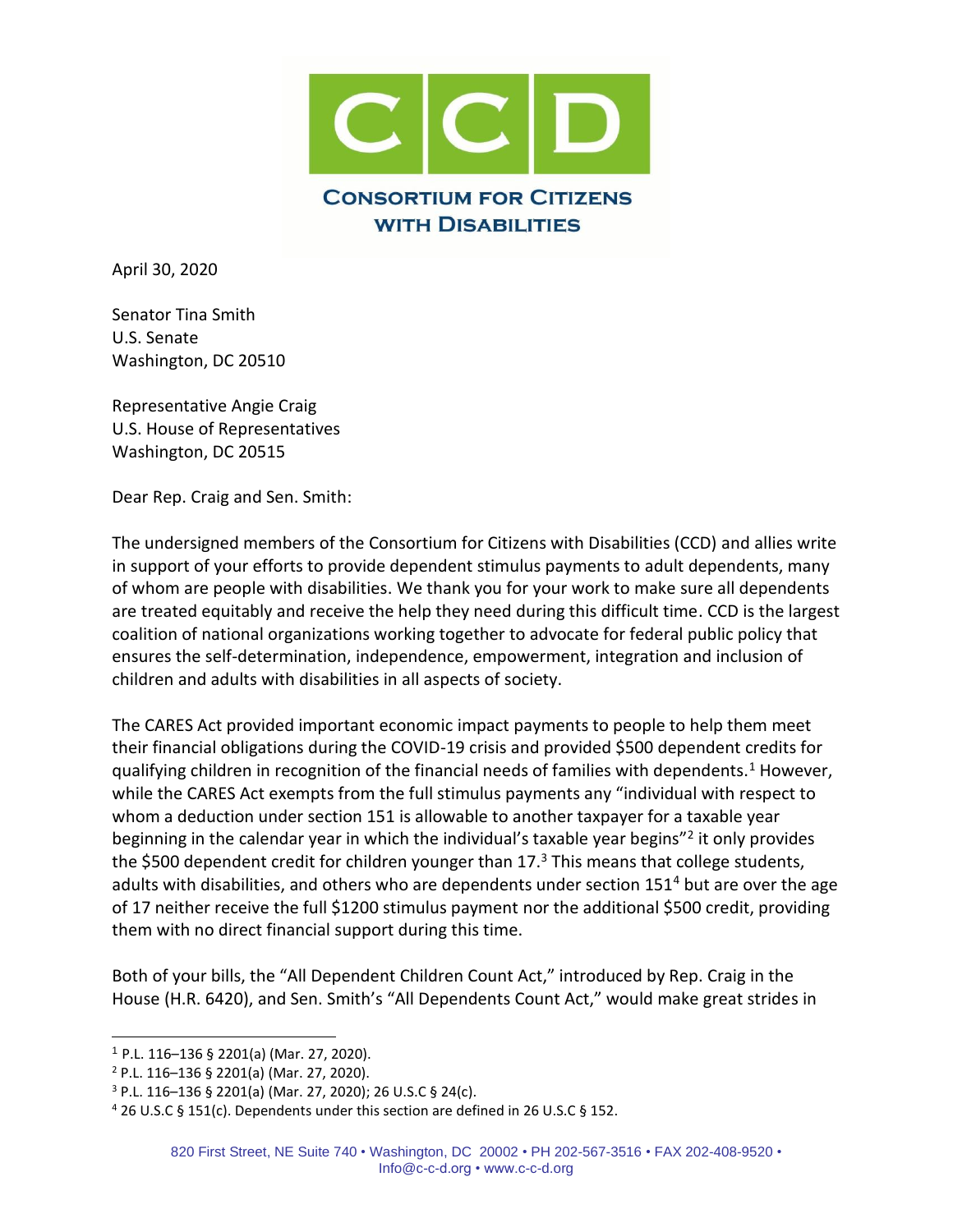**CONSORTIUM FOR CITIZENS WITH DISABILITIES**

April 30, 2020

Senator Tina Smith
U.S. Senate
Washington, DC 20510

Representative Angie Craig
U.S. House of Representatives
Washington, DC 20515

Dear Rep. Craig and Sen. Smith:

The undersigned members of the Consortium for Citizens with Disabilities (CCD) and allies write in support of your efforts to provide dependent stimulus payments to adult dependents, many of whom are people with disabilities. We thank you for your work to make sure all dependents are treated equitably and receive the help they need during this difficult time. CCD is the largest coalition of national organizations working together to advocate for federal public policy that ensures the self-determination, independence, empowerment, integration and inclusion of children and adults with disabilities in all aspects of society.

The CARES Act provided important economic impact payments to people to help them meet their financial obligations during the COVID-19 crisis and provided $500 dependent credits for qualifying children in recognition of the financial needs of families with dependents.[1] However, while the CARES Act exempts from the full stimulus payments any "individual with respect to whom a deduction under section 151 is allowable to another taxpayer for a taxable year beginning in the calendar year in which the individual's taxable year begins"[2] it only provides the $500 dependent credit for children younger than 17.[3] This means that college students, adults with disabilities, and others who are dependents under section 151[4] but are over the age of 17 neither receive the full $1200 stimulus payment nor the additional $500 credit, providing them with no direct financial support during this time.

Both of your bills, the "All Dependent Children Count Act," introduced by Rep. Craig in the House (H.R. 6420), and Sen. Smith's "All Dependents Count Act," would make great strides in

---

[1] P.L. 116–136 § 2201(a) (Mar. 27, 2020).

[2] P.L. 116–136 § 2201(a) (Mar. 27, 2020).

[3] P.L. 116–136 § 2201(a) (Mar. 27, 2020); 26 U.S.C § 24(c).

[4] 26 U.S.C § 151(c). Dependents under this section are defined in 26 U.S.C § 152.

820 First Street, NE Suite 740 • Washington, DC 20002 • PH 202-567-3516 • FAX 202-408-9520 • Info@c-c-d.org • www.c-c-d.org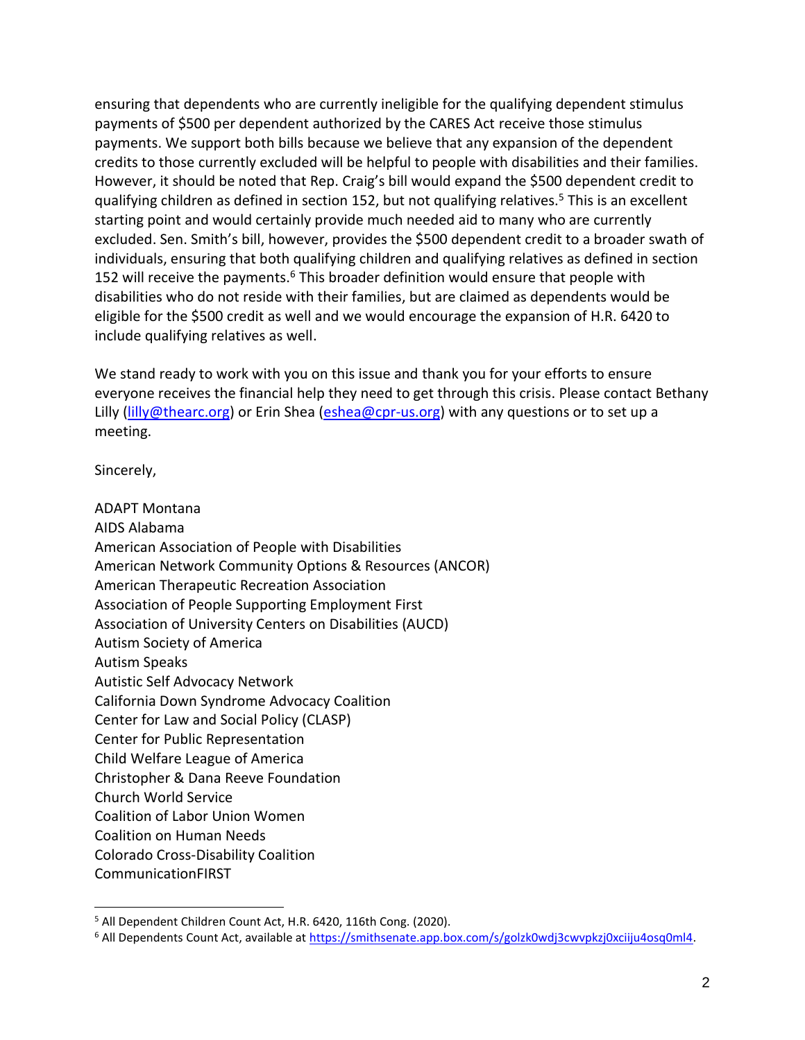ensuring that dependents who are currently ineligible for the qualifying dependent stimulus payments of $500 per dependent authorized by the CARES Act receive those stimulus payments. We support both bills because we believe that any expansion of the dependent credits to those currently excluded will be helpful to people with disabilities and their families. However, it should be noted that Rep. Craig's bill would expand the $500 dependent credit to qualifying children as defined in section 152, but not qualifying relatives.[5] This is an excellent starting point and would certainly provide much needed aid to many who are currently excluded. Sen. Smith's bill, however, provides the $500 dependent credit to a broader swath of individuals, ensuring that both qualifying children and qualifying relatives as defined in section 152 will receive the payments.[6] This broader definition would ensure that people with disabilities who do not reside with their families, but are claimed as dependents would be eligible for the $500 credit as well and we would encourage the expansion of H.R. 6420 to include qualifying relatives as well.

We stand ready to work with you on this issue and thank you for your efforts to ensure everyone receives the financial help they need to get through this crisis. Please contact Bethany Lilly (lilly@thearc.org) or Erin Shea (eshea@cpr-us.org) with any questions or to set up a meeting.

Sincerely,

ADAPT Montana
AIDS Alabama
American Association of People with Disabilities
American Network Community Options & Resources (ANCOR)
American Therapeutic Recreation Association
Association of People Supporting Employment First
Association of University Centers on Disabilities (AUCD)
Autism Society of America
Autism Speaks
Autistic Self Advocacy Network
California Down Syndrome Advocacy Coalition
Center for Law and Social Policy (CLASP)
Center for Public Representation
Child Welfare League of America
Christopher & Dana Reeve Foundation
Church World Service
Coalition of Labor Union Women
Coalition on Human Needs
Colorado Cross-Disability Coalition
CommunicationFIRST

---

[5] All Dependent Children Count Act, H.R. 6420, 116th Cong. (2020).

[6] All Dependents Count Act, available at https://smithsenate.app.box.com/s/golzk0wdj3cwvpkzj0xciiju4osq0ml4.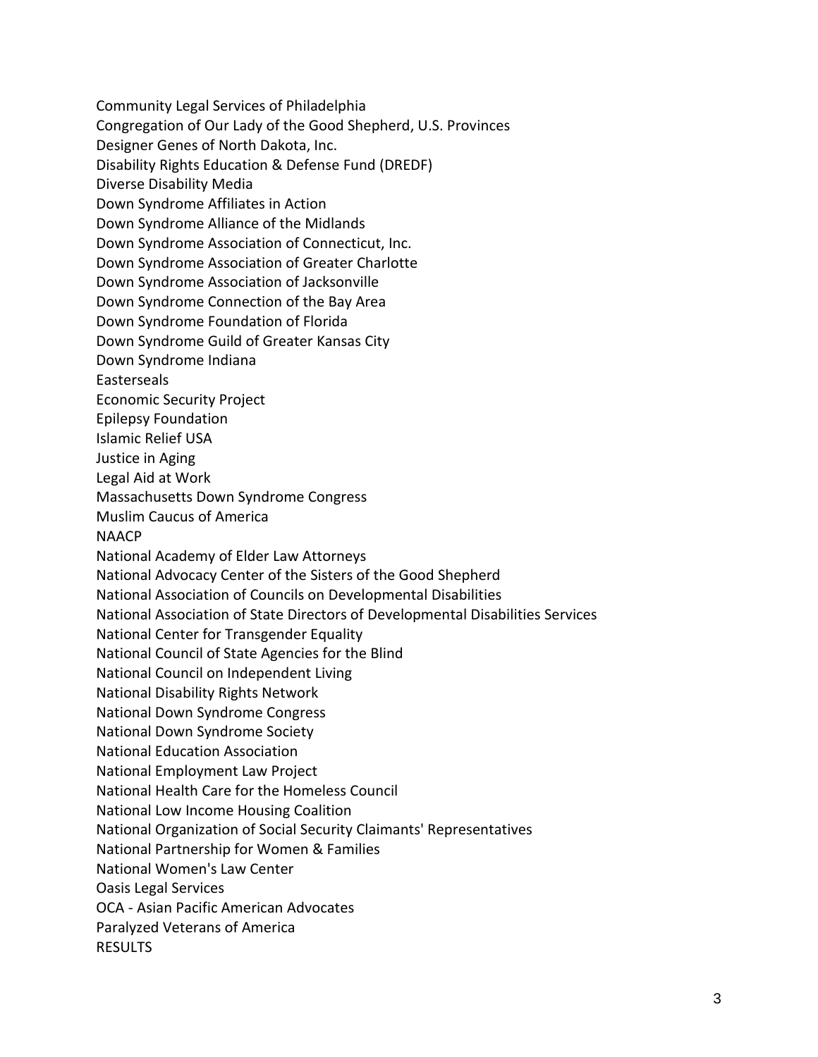Community Legal Services of Philadelphia
Congregation of Our Lady of the Good Shepherd, U.S. Provinces
Designer Genes of North Dakota, Inc.
Disability Rights Education & Defense Fund (DREDF)
Diverse Disability Media
Down Syndrome Affiliates in Action
Down Syndrome Alliance of the Midlands
Down Syndrome Association of Connecticut, Inc.
Down Syndrome Association of Greater Charlotte
Down Syndrome Association of Jacksonville
Down Syndrome Connection of the Bay Area
Down Syndrome Foundation of Florida
Down Syndrome Guild of Greater Kansas City
Down Syndrome Indiana
Easterseals
Economic Security Project
Epilepsy Foundation
Islamic Relief USA
Justice in Aging
Legal Aid at Work
Massachusetts Down Syndrome Congress
Muslim Caucus of America
NAACP
National Academy of Elder Law Attorneys
National Advocacy Center of the Sisters of the Good Shepherd
National Association of Councils on Developmental Disabilities
National Association of State Directors of Developmental Disabilities Services
National Center for Transgender Equality
National Council of State Agencies for the Blind
National Council on Independent Living
National Disability Rights Network
National Down Syndrome Congress
National Down Syndrome Society
National Education Association
National Employment Law Project
National Health Care for the Homeless Council
National Low Income Housing Coalition
National Organization of Social Security Claimants' Representatives
National Partnership for Women & Families
National Women's Law Center
Oasis Legal Services
OCA - Asian Pacific American Advocates
Paralyzed Veterans of America
RESULTS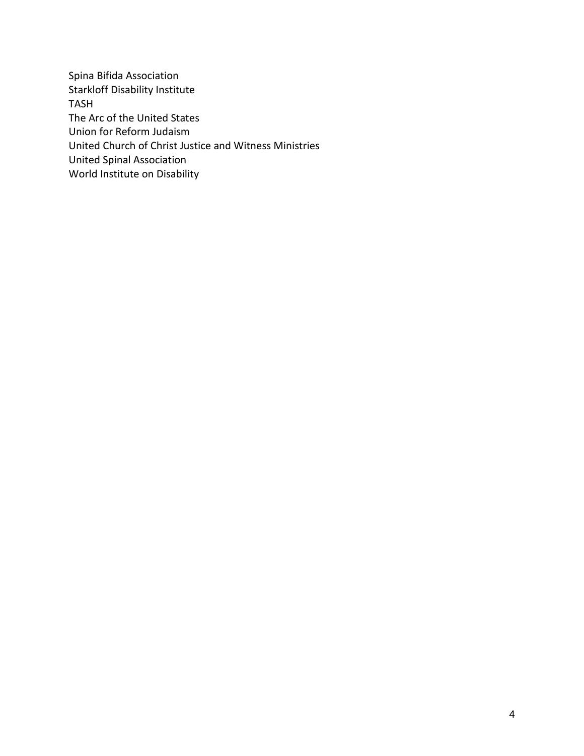Spina Bifida Association
Starkloff Disability Institute
TASH
The Arc of the United States
Union for Reform Judaism
United Church of Christ Justice and Witness Ministries
United Spinal Association
World Institute on Disability